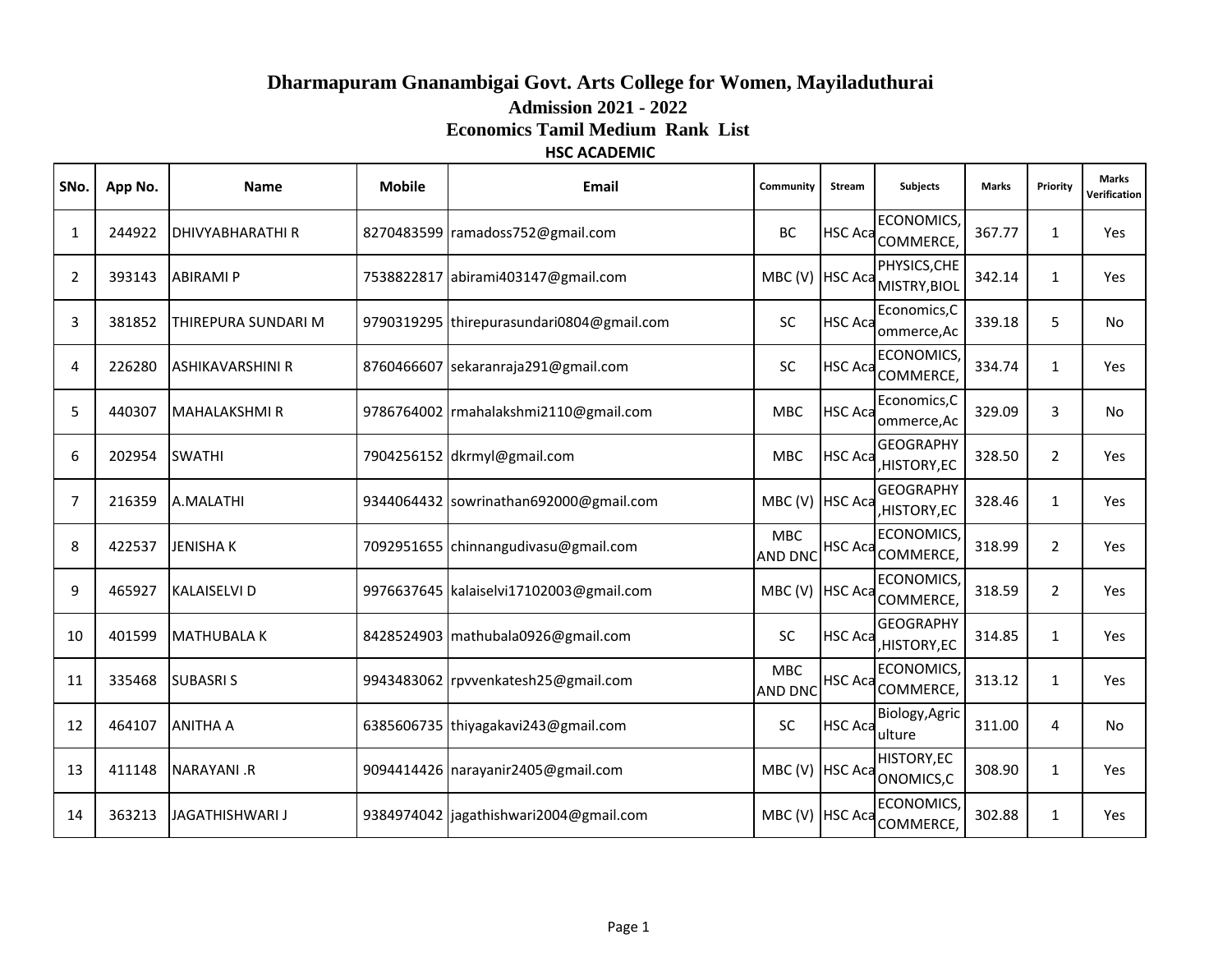# Dharmapuram Gnanambigai Govt. Arts College for Women, Mayiladuthurai

## Admission 2021 - 2022

## Economics Tamil Medium Rank List

### HSC ACADEMIC

| SNo. | App No. | Name | Mobile | Email | Community | Stream | Subjects | Marks | Priority | Marks Verification |
|---|---|---|---|---|---|---|---|---|---|---|
| 1 | 244922 | DHIVYABHARATHI R | 8270483599 | ramadoss752@gmail.com | BC | HSC Aca | ECONOMICS, COMMERCE, | 367.77 | 1 | Yes |
| 2 | 393143 | ABIRAMI P | 7538822817 | abirami403147@gmail.com | MBC (V) | HSC Aca | PHYSICS,CHE MISTRY,BIOL | 342.14 | 1 | Yes |
| 3 | 381852 | THIREPURA SUNDARI M | 9790319295 | thirepurasundari0804@gmail.com | SC | HSC Aca | Economics,C ommerce,Ac | 339.18 | 5 | No |
| 4 | 226280 | ASHIKAVARSHINI R | 8760466607 | sekaranraja291@gmail.com | SC | HSC Aca | ECONOMICS, COMMERCE, | 334.74 | 1 | Yes |
| 5 | 440307 | MAHALAKSHMI R | 9786764002 | rmahalakshmi2110@gmail.com | MBC | HSC Aca | Economics,C ommerce,Ac | 329.09 | 3 | No |
| 6 | 202954 | SWATHI | 7904256152 | dkrmyl@gmail.com | MBC | HSC Aca | GEOGRAPHY ,HISTORY,EC | 328.50 | 2 | Yes |
| 7 | 216359 | A.MALATHI | 9344064432 | sowrinathan692000@gmail.com | MBC (V) | HSC Aca | GEOGRAPHY ,HISTORY,EC | 328.46 | 1 | Yes |
| 8 | 422537 | JENISHA K | 7092951655 | chinnangudivasu@gmail.com | MBC AND DNC | HSC Aca | ECONOMICS, COMMERCE, | 318.99 | 2 | Yes |
| 9 | 465927 | KALAISELVI D | 9976637645 | kalaiselvi17102003@gmail.com | MBC (V) | HSC Aca | ECONOMICS, COMMERCE, | 318.59 | 2 | Yes |
| 10 | 401599 | MATHUBALA K | 8428524903 | mathubala0926@gmail.com | SC | HSC Aca | GEOGRAPHY ,HISTORY,EC | 314.85 | 1 | Yes |
| 11 | 335468 | SUBASRI S | 9943483062 | rpvvenkatesh25@gmail.com | MBC AND DNC | HSC Aca | ECONOMICS, COMMERCE, | 313.12 | 1 | Yes |
| 12 | 464107 | ANITHA A | 6385606735 | thiyagakavi243@gmail.com | SC | HSC Aca | Biology,Agric ulture | 311.00 | 4 | No |
| 13 | 411148 | NARAYANI .R | 9094414426 | narayanir2405@gmail.com | MBC (V) | HSC Aca | HISTORY,EC ONOMICS,C | 308.90 | 1 | Yes |
| 14 | 363213 | JAGATHISHWARI J | 9384974042 | jagathishwari2004@gmail.com | MBC (V) | HSC Aca | ECONOMICS, COMMERCE, | 302.88 | 1 | Yes |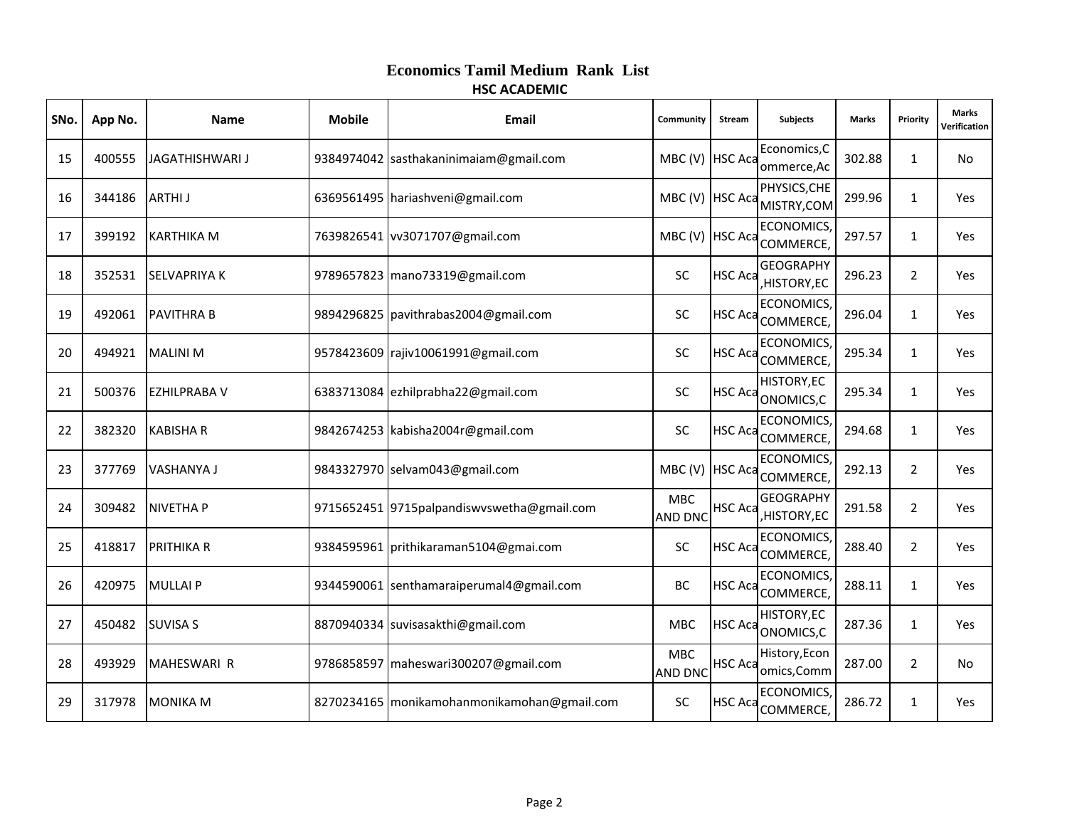## Economics Tamil Medium Rank List

### HSC ACADEMIC

| SNo. | App No. | Name | Mobile | Email | Community | Stream | Subjects | Marks | Priority | Marks Verification |
|---|---|---|---|---|---|---|---|---|---|---|
| 15 | 400555 | JAGATHISHWARI J | 9384974042 | sasthakaninimaiam@gmail.com | MBC (V) | HSC Aca | Economics,Commerce,Ac | 302.88 | 1 | No |
| 16 | 344186 | ARTHI J | 6369561495 | hariashveni@gmail.com | MBC (V) | HSC Aca | PHYSICS,CHEMISTRY,COM | 299.96 | 1 | Yes |
| 17 | 399192 | KARTHIKA M | 7639826541 | vv3071707@gmail.com | MBC (V) | HSC Aca | ECONOMICS,COMMERCE, | 297.57 | 1 | Yes |
| 18 | 352531 | SELVAPRIYA K | 9789657823 | mano73319@gmail.com | SC | HSC Aca | GEOGRAPHY,HISTORY,EC | 296.23 | 2 | Yes |
| 19 | 492061 | PAVITHRA B | 9894296825 | pavithrabas2004@gmail.com | SC | HSC Aca | ECONOMICS,COMMERCE, | 296.04 | 1 | Yes |
| 20 | 494921 | MALINI M | 9578423609 | rajiv10061991@gmail.com | SC | HSC Aca | ECONOMICS,COMMERCE, | 295.34 | 1 | Yes |
| 21 | 500376 | EZHILPRABA V | 6383713084 | ezhilprabha22@gmail.com | SC | HSC Aca | HISTORY,ECONOMICS,C | 295.34 | 1 | Yes |
| 22 | 382320 | KABISHA R | 9842674253 | kabisha2004r@gmail.com | SC | HSC Aca | ECONOMICS,COMMERCE, | 294.68 | 1 | Yes |
| 23 | 377769 | VASHANYA J | 9843327970 | selvam043@gmail.com | MBC (V) | HSC Aca | ECONOMICS,COMMERCE, | 292.13 | 2 | Yes |
| 24 | 309482 | NIVETHA P | 9715652451 | 9715palpandiswvswetha@gmail.com | MBC AND DNC | HSC Aca | GEOGRAPHY,HISTORY,EC | 291.58 | 2 | Yes |
| 25 | 418817 | PRITHIKA R | 9384595961 | prithikaraman5104@gmai.com | SC | HSC Aca | ECONOMICS,COMMERCE, | 288.40 | 2 | Yes |
| 26 | 420975 | MULLAI P | 9344590061 | senthamaraiperumal4@gmail.com | BC | HSC Aca | ECONOMICS,COMMERCE, | 288.11 | 1 | Yes |
| 27 | 450482 | SUVISA S | 8870940334 | suvisasakthi@gmail.com | MBC | HSC Aca | HISTORY,ECONOMICS,C | 287.36 | 1 | Yes |
| 28 | 493929 | MAHESWARI R | 9786858597 | maheswari300207@gmail.com | MBC AND DNC | HSC Aca | History,Economics,Comm | 287.00 | 2 | No |
| 29 | 317978 | MONIKA M | 8270234165 | monikamohanmonikamohan@gmail.com | SC | HSC Aca | ECONOMICS,COMMERCE, | 286.72 | 1 | Yes |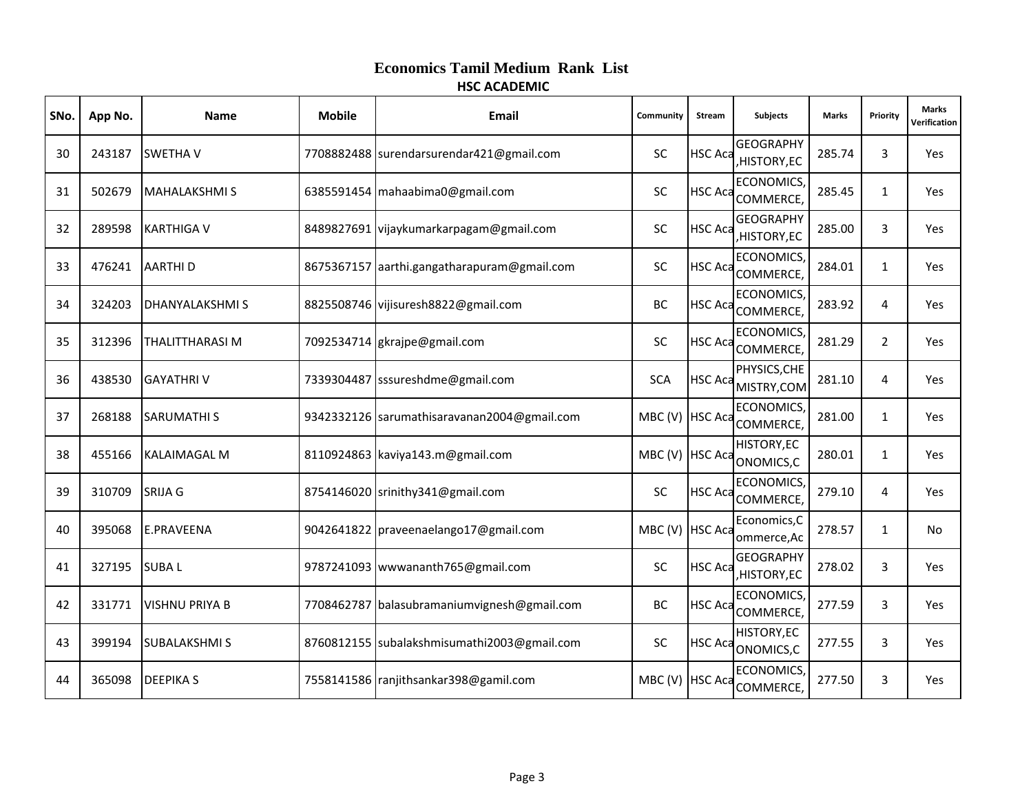# Economics Tamil Medium Rank List

## HSC ACADEMIC

| SNo. | App No. | Name | Mobile | Email | Community | Stream | Subjects | Marks | Priority | Marks Verification |
|---|---|---|---|---|---|---|---|---|---|---|
| 30 | 243187 | SWETHA V | 7708882488 | surendarsurendar421@gmail.com | SC | HSC Aca | GEOGRAPHY ,HISTORY,EC | 285.74 | 3 | Yes |
| 31 | 502679 | MAHALAKSHMI S | 6385591454 | mahaabima0@gmail.com | SC | HSC Aca | ECONOMICS, COMMERCE, | 285.45 | 1 | Yes |
| 32 | 289598 | KARTHIGA V | 8489827691 | vijaykumarkarpagam@gmail.com | SC | HSC Aca | GEOGRAPHY ,HISTORY,EC | 285.00 | 3 | Yes |
| 33 | 476241 | AARTHI D | 8675367157 | aarthi.gangatharapuram@gmail.com | SC | HSC Aca | ECONOMICS, COMMERCE, | 284.01 | 1 | Yes |
| 34 | 324203 | DHANYALAKSHMI S | 8825508746 | vijisuresh8822@gmail.com | BC | HSC Aca | ECONOMICS, COMMERCE, | 283.92 | 4 | Yes |
| 35 | 312396 | THALITTHARASI M | 7092534714 | gkrajpe@gmail.com | SC | HSC Aca | ECONOMICS, COMMERCE, | 281.29 | 2 | Yes |
| 36 | 438530 | GAYATHRI V | 7339304487 | sssureshdme@gmail.com | SCA | HSC Aca | PHYSICS,CHE MISTRY,COM | 281.10 | 4 | Yes |
| 37 | 268188 | SARUMATHI S | 9342332126 | sarumathisaravanan2004@gmail.com | MBC (V) | HSC Aca | ECONOMICS, COMMERCE, | 281.00 | 1 | Yes |
| 38 | 455166 | KALAIMAGAL M | 8110924863 | kaviya143.m@gmail.com | MBC (V) | HSC Aca | HISTORY,EC ONOMICS,C | 280.01 | 1 | Yes |
| 39 | 310709 | SRIJA G | 8754146020 | srinithy341@gmail.com | SC | HSC Aca | ECONOMICS, COMMERCE, | 279.10 | 4 | Yes |
| 40 | 395068 | E.PRAVEENA | 9042641822 | praveenaelango17@gmail.com | MBC (V) | HSC Aca | Economics,C ommerce,Ac | 278.57 | 1 | No |
| 41 | 327195 | SUBA L | 9787241093 | wwwananth765@gmail.com | SC | HSC Aca | GEOGRAPHY ,HISTORY,EC | 278.02 | 3 | Yes |
| 42 | 331771 | VISHNU PRIYA B | 7708462787 | balasubramaniumvignesh@gmail.com | BC | HSC Aca | ECONOMICS, COMMERCE, | 277.59 | 3 | Yes |
| 43 | 399194 | SUBALAKSHMI S | 8760812155 | subalakshmisumathi2003@gmail.com | SC | HSC Aca | HISTORY,EC ONOMICS,C | 277.55 | 3 | Yes |
| 44 | 365098 | DEEPIKA S | 7558141586 | ranjithsankar398@gamil.com | MBC (V) | HSC Aca | ECONOMICS, COMMERCE, | 277.50 | 3 | Yes |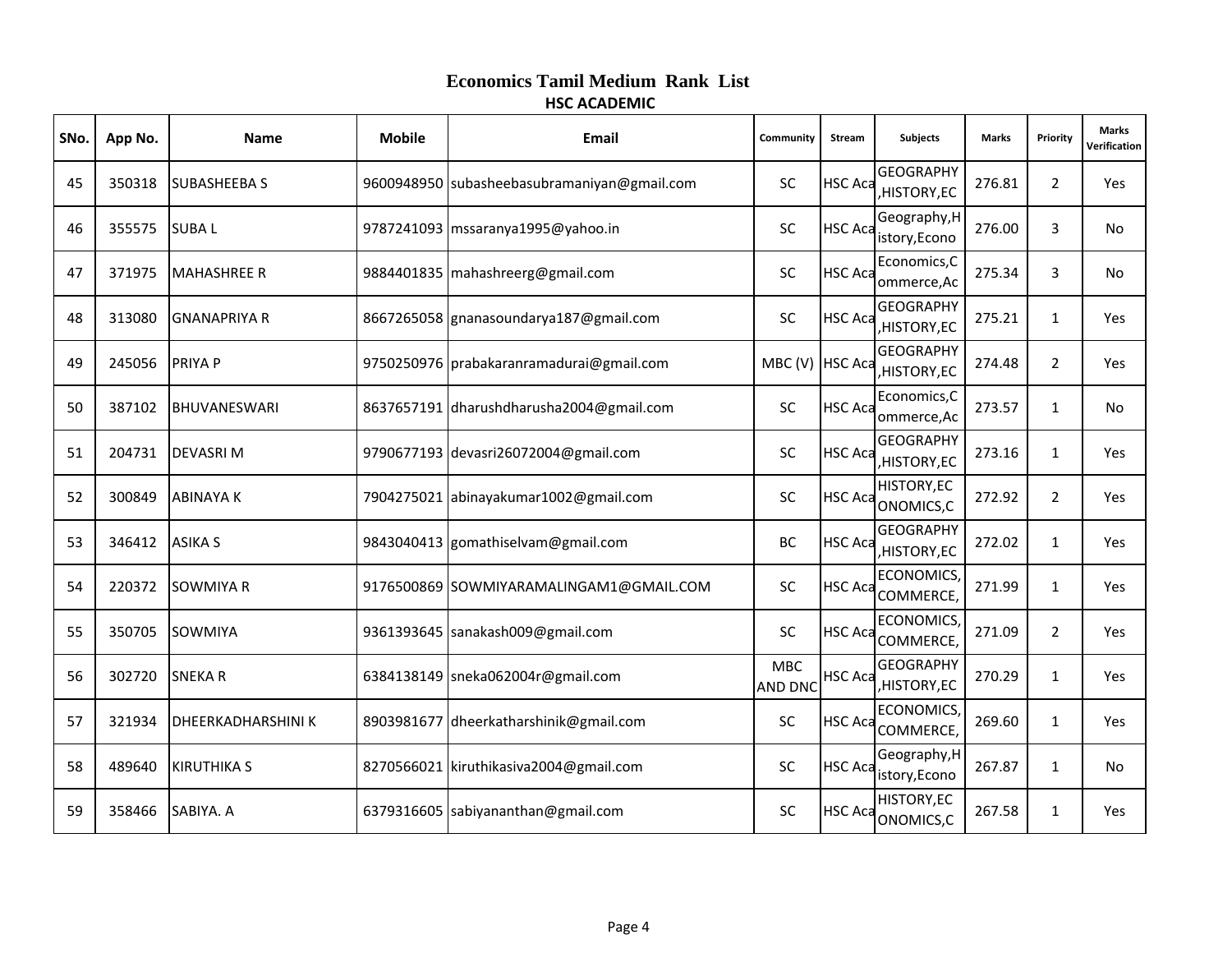# Economics Tamil Medium Rank List

## HSC ACADEMIC

| SNo. | App No. | Name | Mobile | Email | Community | Stream | Subjects | Marks | Priority | Marks Verification |
|---|---|---|---|---|---|---|---|---|---|---|
| 45 | 350318 | SUBASHEEBA S | 9600948950 | subasheebasubramaniyan@gmail.com | SC | HSC Aca | GEOGRAPHY ,HISTORY,EC | 276.81 | 2 | Yes |
| 46 | 355575 | SUBA L | 9787241093 | mssaranya1995@yahoo.in | SC | HSC Aca | Geography,H istory,Econo | 276.00 | 3 | No |
| 47 | 371975 | MAHASHREE R | 9884401835 | mahashreerg@gmail.com | SC | HSC Aca | Economics,C ommerce,Ac | 275.34 | 3 | No |
| 48 | 313080 | GNANAPRIYA R | 8667265058 | gnanasoundarya187@gmail.com | SC | HSC Aca | GEOGRAPHY ,HISTORY,EC | 275.21 | 1 | Yes |
| 49 | 245056 | PRIYA P | 9750250976 | prabakaranramadurai@gmail.com | MBC (V) | HSC Aca | GEOGRAPHY ,HISTORY,EC | 274.48 | 2 | Yes |
| 50 | 387102 | BHUVANESWARI | 8637657191 | dharushdharusha2004@gmail.com | SC | HSC Aca | Economics,C ommerce,Ac | 273.57 | 1 | No |
| 51 | 204731 | DEVASRI M | 9790677193 | devasri26072004@gmail.com | SC | HSC Aca | GEOGRAPHY ,HISTORY,EC | 273.16 | 1 | Yes |
| 52 | 300849 | ABINAYA K | 7904275021 | abinayakumar1002@gmail.com | SC | HSC Aca | HISTORY,EC ONOMICS,C | 272.92 | 2 | Yes |
| 53 | 346412 | ASIKA S | 9843040413 | gomathiselvam@gmail.com | BC | HSC Aca | GEOGRAPHY ,HISTORY,EC | 272.02 | 1 | Yes |
| 54 | 220372 | SOWMIYA R | 9176500869 | SOWMIYARAMALINGAM1@GMAIL.COM | SC | HSC Aca | ECONOMICS, COMMERCE, | 271.99 | 1 | Yes |
| 55 | 350705 | SOWMIYA | 9361393645 | sanakash009@gmail.com | SC | HSC Aca | ECONOMICS, COMMERCE, | 271.09 | 2 | Yes |
| 56 | 302720 | SNEKA R | 6384138149 | sneka062004r@gmail.com | MBC AND DNC | HSC Aca | GEOGRAPHY ,HISTORY,EC | 270.29 | 1 | Yes |
| 57 | 321934 | DHEERKADHARSHINI K | 8903981677 | dheerkatharshinik@gmail.com | SC | HSC Aca | ECONOMICS, COMMERCE, | 269.60 | 1 | Yes |
| 58 | 489640 | KIRUTHIKA S | 8270566021 | kiruthikasiva2004@gmail.com | SC | HSC Aca | Geography,H istory,Econo | 267.87 | 1 | No |
| 59 | 358466 | SABIYA. A | 6379316605 | sabiyananthan@gmail.com | SC | HSC Aca | HISTORY,EC ONOMICS,C | 267.58 | 1 | Yes |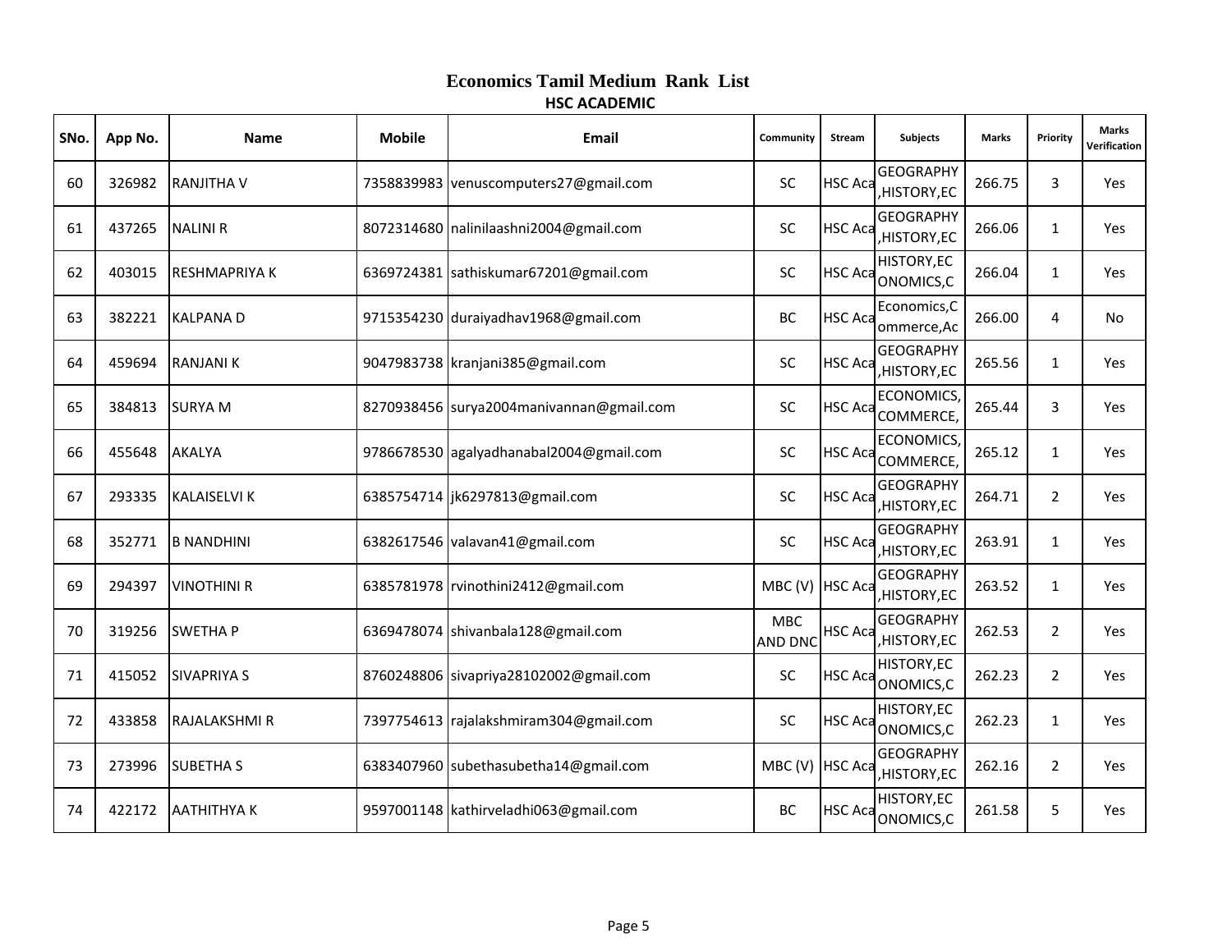# Economics Tamil Medium Rank List

## HSC ACADEMIC

| SNo. | App No. | Name | Mobile | Email | Community | Stream | Subjects | Marks | Priority | Marks Verification |
|---|---|---|---|---|---|---|---|---|---|---|
| 60 | 326982 | RANJITHA V | 7358839983 | venuscomputers27@gmail.com | SC | HSC Aca | GEOGRAPHY ,HISTORY,EC | 266.75 | 3 | Yes |
| 61 | 437265 | NALINI R | 8072314680 | nalinilaashni2004@gmail.com | SC | HSC Aca | GEOGRAPHY ,HISTORY,EC | 266.06 | 1 | Yes |
| 62 | 403015 | RESHMAPRIYA K | 6369724381 | sathiskumar67201@gmail.com | SC | HSC Aca | HISTORY,EC ONOMICS,C | 266.04 | 1 | Yes |
| 63 | 382221 | KALPANA D | 9715354230 | duraiyadhav1968@gmail.com | BC | HSC Aca | Economics,C ommerce,Ac | 266.00 | 4 | No |
| 64 | 459694 | RANJANI K | 9047983738 | kranjani385@gmail.com | SC | HSC Aca | GEOGRAPHY ,HISTORY,EC | 265.56 | 1 | Yes |
| 65 | 384813 | SURYA M | 8270938456 | surya2004manivannan@gmail.com | SC | HSC Aca | ECONOMICS, COMMERCE, | 265.44 | 3 | Yes |
| 66 | 455648 | AKALYA | 9786678530 | agalyadhanabal2004@gmail.com | SC | HSC Aca | ECONOMICS, COMMERCE, | 265.12 | 1 | Yes |
| 67 | 293335 | KALAISELVI K | 6385754714 | jk6297813@gmail.com | SC | HSC Aca | GEOGRAPHY ,HISTORY,EC | 264.71 | 2 | Yes |
| 68 | 352771 | B NANDHINI | 6382617546 | valavan41@gmail.com | SC | HSC Aca | GEOGRAPHY ,HISTORY,EC | 263.91 | 1 | Yes |
| 69 | 294397 | VINOTHINI R | 6385781978 | rvinothini2412@gmail.com | MBC (V) | HSC Aca | GEOGRAPHY ,HISTORY,EC | 263.52 | 1 | Yes |
| 70 | 319256 | SWETHA P | 6369478074 | shivanbala128@gmail.com | MBC AND DNC | HSC Aca | GEOGRAPHY ,HISTORY,EC | 262.53 | 2 | Yes |
| 71 | 415052 | SIVAPRIYA S | 8760248806 | sivapriya28102002@gmail.com | SC | HSC Aca | HISTORY,EC ONOMICS,C | 262.23 | 2 | Yes |
| 72 | 433858 | RAJALAKSHMI R | 7397754613 | rajalakshmiram304@gmail.com | SC | HSC Aca | HISTORY,EC ONOMICS,C | 262.23 | 1 | Yes |
| 73 | 273996 | SUBETHA S | 6383407960 | subethasubetha14@gmail.com | MBC (V) | HSC Aca | GEOGRAPHY ,HISTORY,EC | 262.16 | 2 | Yes |
| 74 | 422172 | AATHITHYA K | 9597001148 | kathirveladhi063@gmail.com | BC | HSC Aca | HISTORY,EC ONOMICS,C | 261.58 | 5 | Yes |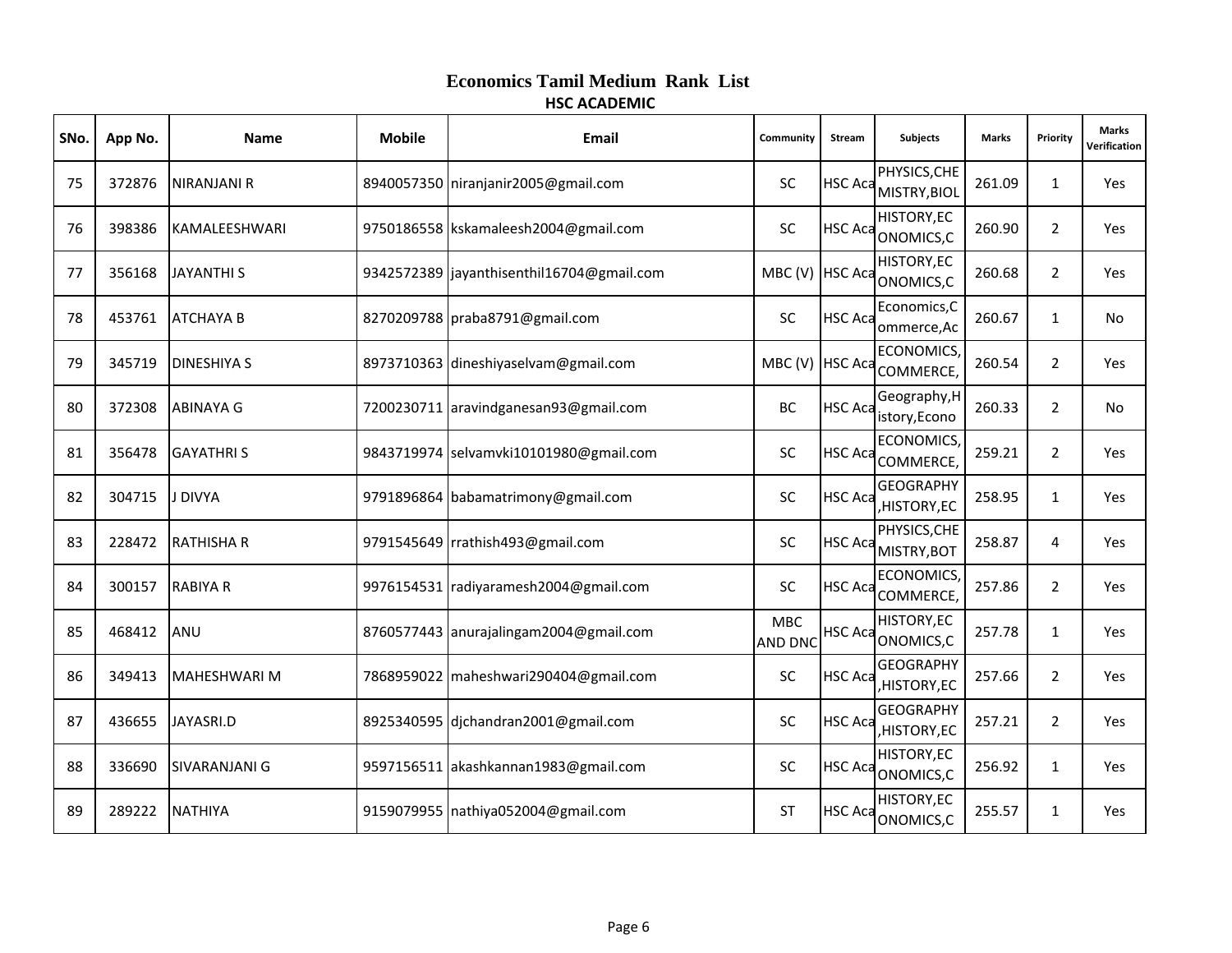## Economics Tamil Medium Rank List

### HSC ACADEMIC

| SNo. | App No. | Name | Mobile | Email | Community | Stream | Subjects | Marks | Priority | Marks Verification |
|---|---|---|---|---|---|---|---|---|---|---|
| 75 | 372876 | NIRANJANI R | 8940057350 | niranjanir2005@gmail.com | SC | HSC Aca | PHYSICS,CHEMISTRY,BIOL | 261.09 | 1 | Yes |
| 76 | 398386 | KAMALEESHWARI | 9750186558 | kskamaleesh2004@gmail.com | SC | HSC Aca | HISTORY,ECONOMICS,C | 260.90 | 2 | Yes |
| 77 | 356168 | JAYANTHI S | 9342572389 | jayanthisenthil16704@gmail.com | MBC (V) | HSC Aca | HISTORY,ECONOMICS,C | 260.68 | 2 | Yes |
| 78 | 453761 | ATCHAYA B | 8270209788 | praba8791@gmail.com | SC | HSC Aca | Economics,Commerce,Ac | 260.67 | 1 | No |
| 79 | 345719 | DINESHIYA S | 8973710363 | dineshiyaselvam@gmail.com | MBC (V) | HSC Aca | ECONOMICS,COMMERCE, | 260.54 | 2 | Yes |
| 80 | 372308 | ABINAYA G | 7200230711 | aravindganesan93@gmail.com | BC | HSC Aca | Geography,History,Econo | 260.33 | 2 | No |
| 81 | 356478 | GAYATHRI S | 9843719974 | selvamvki10101980@gmail.com | SC | HSC Aca | ECONOMICS,COMMERCE, | 259.21 | 2 | Yes |
| 82 | 304715 | J DIVYA | 9791896864 | babamatrimony@gmail.com | SC | HSC Aca | GEOGRAPHY,HISTORY,EC | 258.95 | 1 | Yes |
| 83 | 228472 | RATHISHA R | 9791545649 | rrathish493@gmail.com | SC | HSC Aca | PHYSICS,CHEMISTRY,BOT | 258.87 | 4 | Yes |
| 84 | 300157 | RABIYA R | 9976154531 | radiyaramesh2004@gmail.com | SC | HSC Aca | ECONOMICS,COMMERCE, | 257.86 | 2 | Yes |
| 85 | 468412 | ANU | 8760577443 | anurajalingam2004@gmail.com | MBC AND DNC | HSC Aca | HISTORY,ECONOMICS,C | 257.78 | 1 | Yes |
| 86 | 349413 | MAHESHWARI M | 7868959022 | maheshwari290404@gmail.com | SC | HSC Aca | GEOGRAPHY,HISTORY,EC | 257.66 | 2 | Yes |
| 87 | 436655 | JAYASRI.D | 8925340595 | djchandran2001@gmail.com | SC | HSC Aca | GEOGRAPHY,HISTORY,EC | 257.21 | 2 | Yes |
| 88 | 336690 | SIVARANJANI G | 9597156511 | akashkannan1983@gmail.com | SC | HSC Aca | HISTORY,ECONOMICS,C | 256.92 | 1 | Yes |
| 89 | 289222 | NATHIYA | 9159079955 | nathiya052004@gmail.com | ST | HSC Aca | HISTORY,ECONOMICS,C | 255.57 | 1 | Yes |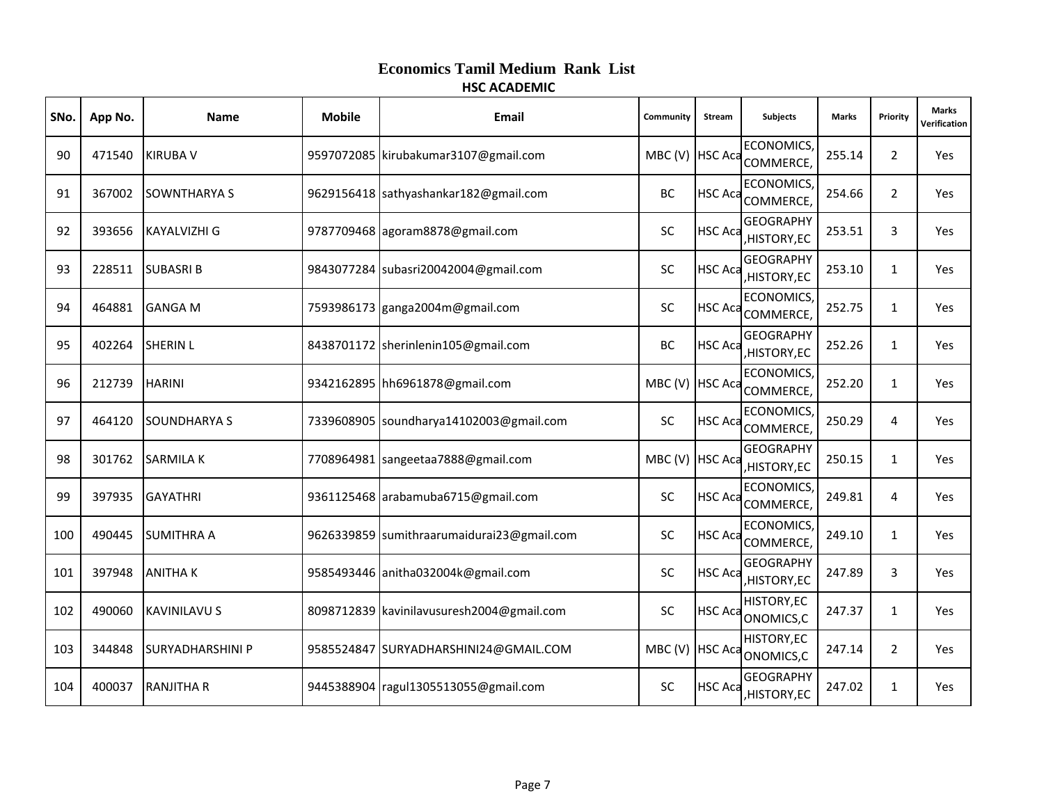# Economics Tamil Medium Rank List

## HSC ACADEMIC

| SNo. | App No. | Name | Mobile | Email | Community | Stream | Subjects | Marks | Priority | Marks Verification |
|---|---|---|---|---|---|---|---|---|---|---|
| 90 | 471540 | KIRUBA V | 9597072085 | kirubakumar3107@gmail.com | MBC (V) | HSC Aca | ECONOMICS, COMMERCE, | 255.14 | 2 | Yes |
| 91 | 367002 | SOWNTHARYA S | 9629156418 | sathyashankar182@gmail.com | BC | HSC Aca | ECONOMICS, COMMERCE, | 254.66 | 2 | Yes |
| 92 | 393656 | KAYALVIZHI G | 9787709468 | agoram8878@gmail.com | SC | HSC Aca | GEOGRAPHY ,HISTORY,EC | 253.51 | 3 | Yes |
| 93 | 228511 | SUBASRI B | 9843077284 | subasri20042004@gmail.com | SC | HSC Aca | GEOGRAPHY ,HISTORY,EC | 253.10 | 1 | Yes |
| 94 | 464881 | GANGA M | 7593986173 | ganga2004m@gmail.com | SC | HSC Aca | ECONOMICS, COMMERCE, | 252.75 | 1 | Yes |
| 95 | 402264 | SHERIN L | 8438701172 | sherinlenin105@gmail.com | BC | HSC Aca | GEOGRAPHY ,HISTORY,EC | 252.26 | 1 | Yes |
| 96 | 212739 | HARINI | 9342162895 | hh6961878@gmail.com | MBC (V) | HSC Aca | ECONOMICS, COMMERCE, | 252.20 | 1 | Yes |
| 97 | 464120 | SOUNDHARYA S | 7339608905 | soundharya14102003@gmail.com | SC | HSC Aca | ECONOMICS, COMMERCE, | 250.29 | 4 | Yes |
| 98 | 301762 | SARMILA K | 7708964981 | sangeetaa7888@gmail.com | MBC (V) | HSC Aca | GEOGRAPHY ,HISTORY,EC | 250.15 | 1 | Yes |
| 99 | 397935 | GAYATHRI | 9361125468 | arabamuba6715@gmail.com | SC | HSC Aca | ECONOMICS, COMMERCE, | 249.81 | 4 | Yes |
| 100 | 490445 | SUMITHRA A | 9626339859 | sumithraarumaidurai23@gmail.com | SC | HSC Aca | ECONOMICS, COMMERCE, | 249.10 | 1 | Yes |
| 101 | 397948 | ANITHA K | 9585493446 | anitha032004k@gmail.com | SC | HSC Aca | GEOGRAPHY ,HISTORY,EC | 247.89 | 3 | Yes |
| 102 | 490060 | KAVINILAVU S | 8098712839 | kavinilavusuresh2004@gmail.com | SC | HSC Aca | HISTORY,EC ONOMICS,C | 247.37 | 1 | Yes |
| 103 | 344848 | SURYADHARSHINI P | 9585524847 | SURYADHARSHINI24@GMAIL.COM | MBC (V) | HSC Aca | HISTORY,EC ONOMICS,C | 247.14 | 2 | Yes |
| 104 | 400037 | RANJITHA R | 9445388904 | ragul1305513055@gmail.com | SC | HSC Aca | GEOGRAPHY ,HISTORY,EC | 247.02 | 1 | Yes |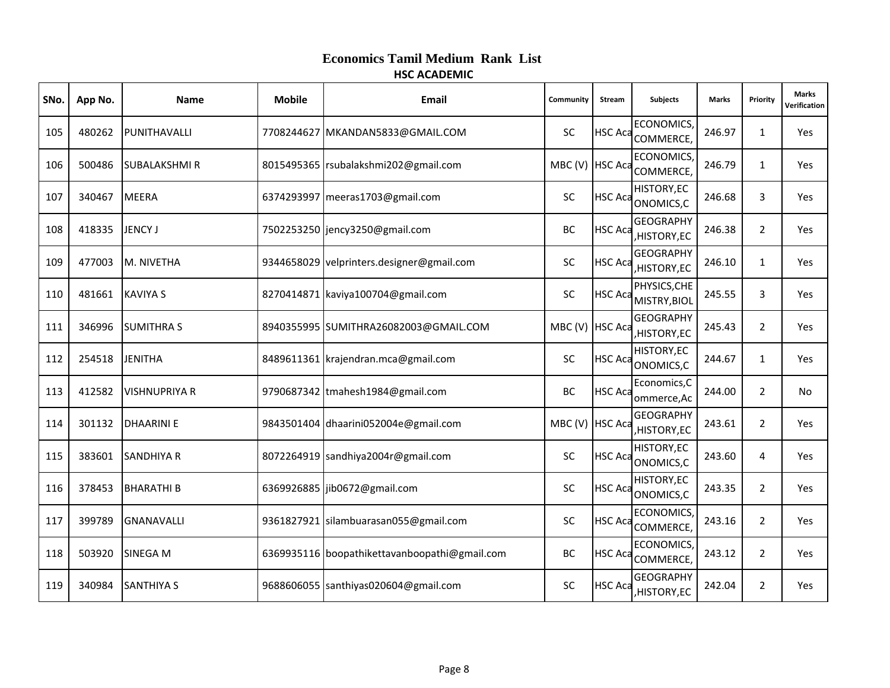# Economics Tamil Medium Rank List

## HSC ACADEMIC

| SNo. | App No. | Name | Mobile | Email | Community | Stream | Subjects | Marks | Priority | Marks Verification |
|---|---|---|---|---|---|---|---|---|---|---|
| 105 | 480262 | PUNITHAVALLI | 7708244627 | MKANDAN5833@GMAIL.COM | SC | HSC Aca | ECONOMICS, COMMERCE, | 246.97 | 1 | Yes |
| 106 | 500486 | SUBALAKSHMI R | 8015495365 | rsubalakshmi202@gmail.com | MBC (V) | HSC Aca | ECONOMICS, COMMERCE, | 246.79 | 1 | Yes |
| 107 | 340467 | MEERA | 6374293997 | meeras1703@gmail.com | SC | HSC Aca | HISTORY,EC ONOMICS,C | 246.68 | 3 | Yes |
| 108 | 418335 | JENCY J | 7502253250 | jency3250@gmail.com | BC | HSC Aca | GEOGRAPHY ,HISTORY,EC | 246.38 | 2 | Yes |
| 109 | 477003 | M. NIVETHA | 9344658029 | velprinters.designer@gmail.com | SC | HSC Aca | GEOGRAPHY ,HISTORY,EC | 246.10 | 1 | Yes |
| 110 | 481661 | KAVIYA S | 8270414871 | kaviya100704@gmail.com | SC | HSC Aca | PHYSICS,CHE MISTRY,BIOL | 245.55 | 3 | Yes |
| 111 | 346996 | SUMITHRA S | 8940355995 | SUMITHRA26082003@GMAIL.COM | MBC (V) | HSC Aca | GEOGRAPHY ,HISTORY,EC | 245.43 | 2 | Yes |
| 112 | 254518 | JENITHA | 8489611361 | krajendran.mca@gmail.com | SC | HSC Aca | HISTORY,EC ONOMICS,C | 244.67 | 1 | Yes |
| 113 | 412582 | VISHNUPRIYA R | 9790687342 | tmahesh1984@gmail.com | BC | HSC Aca | Economics,C ommerce,Ac | 244.00 | 2 | No |
| 114 | 301132 | DHAARINI E | 9843501404 | dhaarini052004e@gmail.com | MBC (V) | HSC Aca | GEOGRAPHY ,HISTORY,EC | 243.61 | 2 | Yes |
| 115 | 383601 | SANDHIYA R | 8072264919 | sandhiya2004r@gmail.com | SC | HSC Aca | HISTORY,EC ONOMICS,C | 243.60 | 4 | Yes |
| 116 | 378453 | BHARATHI B | 6369926885 | jib0672@gmail.com | SC | HSC Aca | HISTORY,EC ONOMICS,C | 243.35 | 2 | Yes |
| 117 | 399789 | GNANAVALLI | 9361827921 | silambuarasan055@gmail.com | SC | HSC Aca | ECONOMICS, COMMERCE, | 243.16 | 2 | Yes |
| 118 | 503920 | SINEGA M | 6369935116 | boopathikettavanboopathi@gmail.com | BC | HSC Aca | ECONOMICS, COMMERCE, | 243.12 | 2 | Yes |
| 119 | 340984 | SANTHIYA S | 9688606055 | santhiyas020604@gmail.com | SC | HSC Aca | GEOGRAPHY ,HISTORY,EC | 242.04 | 2 | Yes |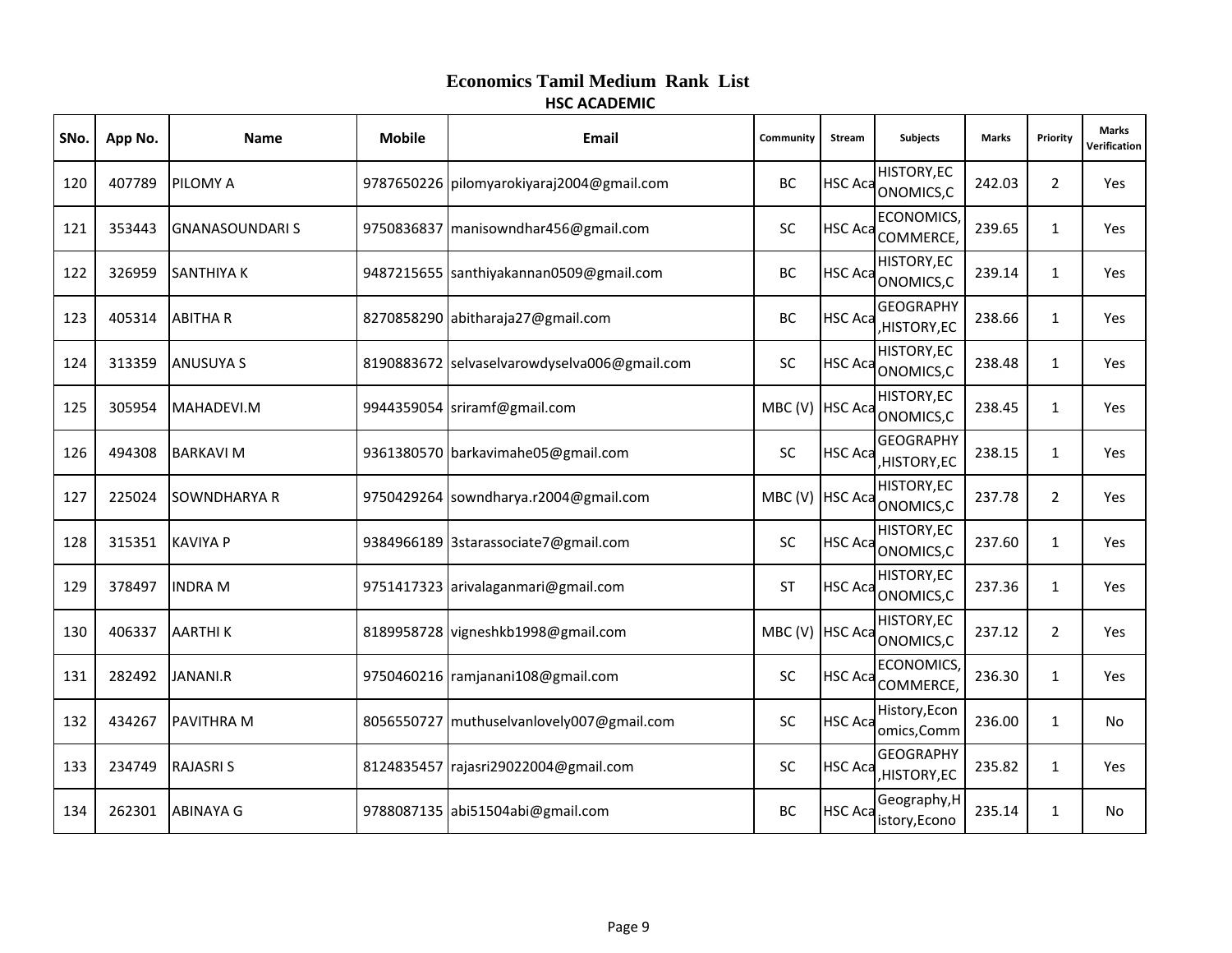## Economics Tamil Medium Rank List

### HSC ACADEMIC

| SNo. | App No. | Name | Mobile | Email | Community | Stream | Subjects | Marks | Priority | Marks Verification |
|---|---|---|---|---|---|---|---|---|---|---|
| 120 | 407789 | PILOMY A | 9787650226 | pilomyarokiyaraj2004@gmail.com | BC | HSC Aca | HISTORY,ECONOMICS,C | 242.03 | 2 | Yes |
| 121 | 353443 | GNANASOUNDARI S | 9750836837 | manisowndhar456@gmail.com | SC | HSC Aca | ECONOMICS,COMMERCE, | 239.65 | 1 | Yes |
| 122 | 326959 | SANTHIYA K | 9487215655 | santhiyakannan0509@gmail.com | BC | HSC Aca | HISTORY,ECONOMICS,C | 239.14 | 1 | Yes |
| 123 | 405314 | ABITHA R | 8270858290 | abitharaja27@gmail.com | BC | HSC Aca | GEOGRAPHY,HISTORY,EC | 238.66 | 1 | Yes |
| 124 | 313359 | ANUSUYA S | 8190883672 | selvaselvarowdyselva006@gmail.com | SC | HSC Aca | HISTORY,ECONOMICS,C | 238.48 | 1 | Yes |
| 125 | 305954 | MAHADEVI.M | 9944359054 | sriramf@gmail.com | MBC (V) | HSC Aca | HISTORY,ECONOMICS,C | 238.45 | 1 | Yes |
| 126 | 494308 | BARKAVI M | 9361380570 | barkavimahe05@gmail.com | SC | HSC Aca | GEOGRAPHY,HISTORY,EC | 238.15 | 1 | Yes |
| 127 | 225024 | SOWNDHARYA R | 9750429264 | sowndharya.r2004@gmail.com | MBC (V) | HSC Aca | HISTORY,ECONOMICS,C | 237.78 | 2 | Yes |
| 128 | 315351 | KAVIYA P | 9384966189 | 3starassociate7@gmail.com | SC | HSC Aca | HISTORY,ECONOMICS,C | 237.60 | 1 | Yes |
| 129 | 378497 | INDRA M | 9751417323 | arivalaganmari@gmail.com | ST | HSC Aca | HISTORY,ECONOMICS,C | 237.36 | 1 | Yes |
| 130 | 406337 | AARTHI K | 8189958728 | vigneshkb1998@gmail.com | MBC (V) | HSC Aca | HISTORY,ECONOMICS,C | 237.12 | 2 | Yes |
| 131 | 282492 | JANANI.R | 9750460216 | ramjanani108@gmail.com | SC | HSC Aca | ECONOMICS,COMMERCE, | 236.30 | 1 | Yes |
| 132 | 434267 | PAVITHRA M | 8056550727 | muthuselvanlovely007@gmail.com | SC | HSC Aca | History,Economics,Comm | 236.00 | 1 | No |
| 133 | 234749 | RAJASRI S | 8124835457 | rajasri29022004@gmail.com | SC | HSC Aca | GEOGRAPHY,HISTORY,EC | 235.82 | 1 | Yes |
| 134 | 262301 | ABINAYA G | 9788087135 | abi51504abi@gmail.com | BC | HSC Aca | Geography,History,Econo | 235.14 | 1 | No |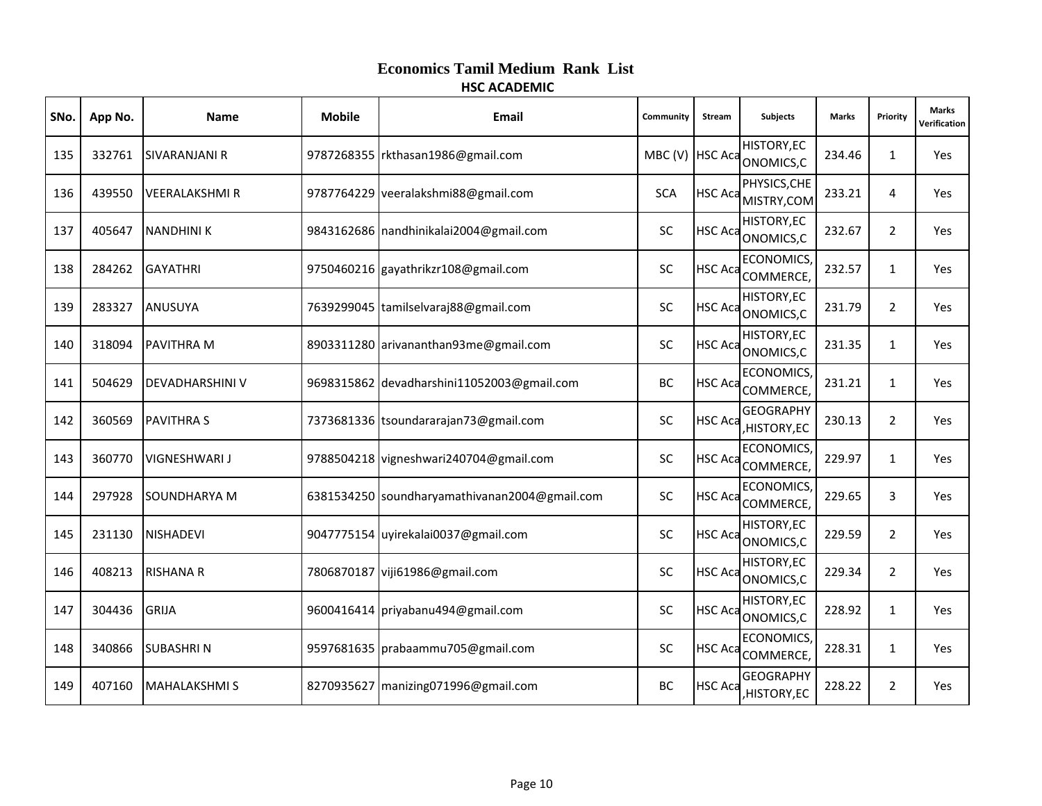# Economics Tamil Medium Rank List

## HSC ACADEMIC

| SNo. | App No. | Name | Mobile | Email | Community | Stream | Subjects | Marks | Priority | Marks Verification |
|---|---|---|---|---|---|---|---|---|---|---|
| 135 | 332761 | SIVARANJANI R | 9787268355 | rkthasan1986@gmail.com | MBC (V) | HSC Aca | HISTORY,ECONOMICS,C | 234.46 | 1 | Yes |
| 136 | 439550 | VEERALAKSHMI R | 9787764229 | veeralakshmi88@gmail.com | SCA | HSC Aca | PHYSICS,CHEMISTRY,COM | 233.21 | 4 | Yes |
| 137 | 405647 | NANDHINI K | 9843162686 | nandhinikalai2004@gmail.com | SC | HSC Aca | HISTORY,ECONOMICS,C | 232.67 | 2 | Yes |
| 138 | 284262 | GAYATHRI | 9750460216 | gayathrikzr108@gmail.com | SC | HSC Aca | ECONOMICS,COMMERCE, | 232.57 | 1 | Yes |
| 139 | 283327 | ANUSUYA | 7639299045 | tamilselvaraj88@gmail.com | SC | HSC Aca | HISTORY,ECONOMICS,C | 231.79 | 2 | Yes |
| 140 | 318094 | PAVITHRA M | 8903311280 | arivananthan93me@gmail.com | SC | HSC Aca | HISTORY,ECONOMICS,C | 231.35 | 1 | Yes |
| 141 | 504629 | DEVADHARSHINI V | 9698315862 | devadharshini11052003@gmail.com | BC | HSC Aca | ECONOMICS,COMMERCE, | 231.21 | 1 | Yes |
| 142 | 360569 | PAVITHRA S | 7373681336 | tsoundararajan73@gmail.com | SC | HSC Aca | GEOGRAPHY,HISTORY,EC | 230.13 | 2 | Yes |
| 143 | 360770 | VIGNESHWARI J | 9788504218 | vigneshwari240704@gmail.com | SC | HSC Aca | ECONOMICS,COMMERCE, | 229.97 | 1 | Yes |
| 144 | 297928 | SOUNDHARYA M | 6381534250 | soundharyamathivanan2004@gmail.com | SC | HSC Aca | ECONOMICS,COMMERCE, | 229.65 | 3 | Yes |
| 145 | 231130 | NISHADEVI | 9047775154 | uyirekalai0037@gmail.com | SC | HSC Aca | HISTORY,ECONOMICS,C | 229.59 | 2 | Yes |
| 146 | 408213 | RISHANA R | 7806870187 | viji61986@gmail.com | SC | HSC Aca | HISTORY,ECONOMICS,C | 229.34 | 2 | Yes |
| 147 | 304436 | GRIJA | 9600416414 | priyabanu494@gmail.com | SC | HSC Aca | HISTORY,ECONOMICS,C | 228.92 | 1 | Yes |
| 148 | 340866 | SUBASHRI N | 9597681635 | prabaammu705@gmail.com | SC | HSC Aca | ECONOMICS,COMMERCE, | 228.31 | 1 | Yes |
| 149 | 407160 | MAHALAKSHMI S | 8270935627 | manizing071996@gmail.com | BC | HSC Aca | GEOGRAPHY,HISTORY,EC | 228.22 | 2 | Yes |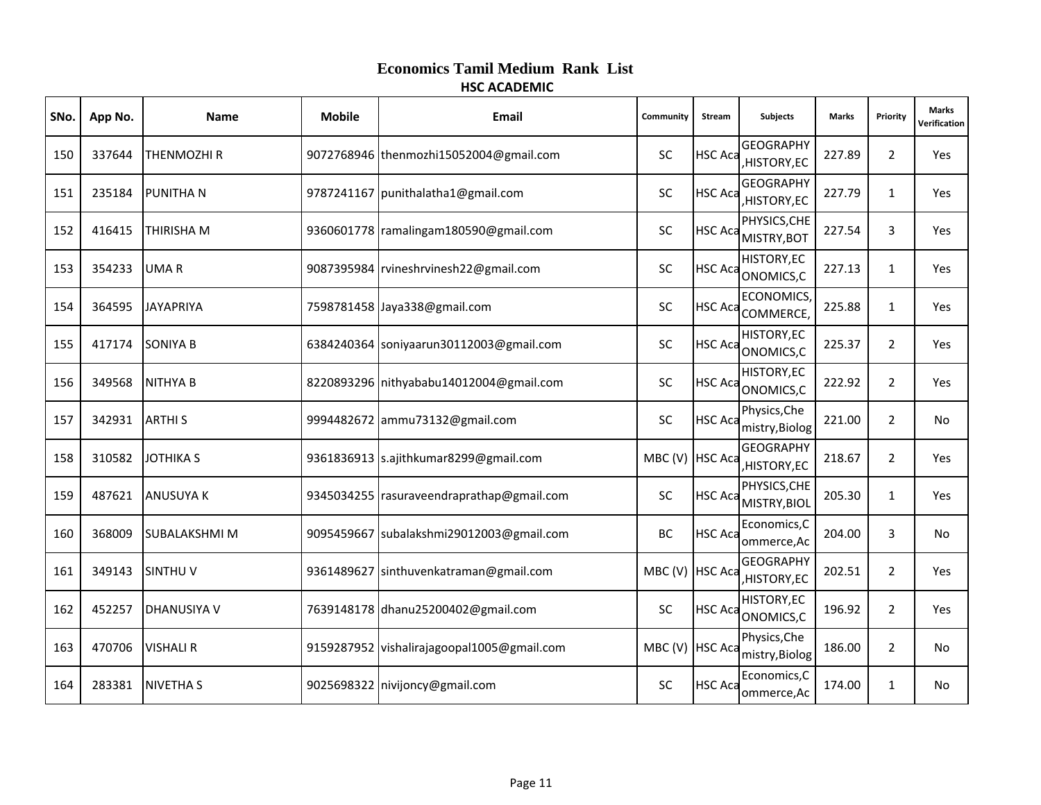# Economics Tamil Medium Rank List

## HSC ACADEMIC

| SNo. | App No. | Name | Mobile | Email | Community | Stream | Subjects | Marks | Priority | Marks Verification |
|---|---|---|---|---|---|---|---|---|---|---|
| 150 | 337644 | THENMOZHI R | 9072768946 | thenmozhi15052004@gmail.com | SC | HSC Aca | GEOGRAPHY,HISTORY,EC | 227.89 | 2 | Yes |
| 151 | 235184 | PUNITHA N | 9787241167 | punithalatha1@gmail.com | SC | HSC Aca | GEOGRAPHY,HISTORY,EC | 227.79 | 1 | Yes |
| 152 | 416415 | THIRISHA M | 9360601778 | ramalingam180590@gmail.com | SC | HSC Aca | PHYSICS,CHEMISTRY,BOT | 227.54 | 3 | Yes |
| 153 | 354233 | UMA R | 9087395984 | rvineshrvinesh22@gmail.com | SC | HSC Aca | HISTORY,ECONOMICS,C | 227.13 | 1 | Yes |
| 154 | 364595 | JAYAPRIYA | 7598781458 | Jaya338@gmail.com | SC | HSC Aca | ECONOMICS,COMMERCE, | 225.88 | 1 | Yes |
| 155 | 417174 | SONIYA B | 6384240364 | soniyaarun30112003@gmail.com | SC | HSC Aca | HISTORY,ECONOMICS,C | 225.37 | 2 | Yes |
| 156 | 349568 | NITHYA B | 8220893296 | nithyababu14012004@gmail.com | SC | HSC Aca | HISTORY,ECONOMICS,C | 222.92 | 2 | Yes |
| 157 | 342931 | ARTHI S | 9994482672 | ammu73132@gmail.com | SC | HSC Aca | Physics,Chemistry,Biolog | 221.00 | 2 | No |
| 158 | 310582 | JOTHIKA S | 9361836913 | s.ajithkumar8299@gmail.com | MBC (V) | HSC Aca | GEOGRAPHY,HISTORY,EC | 218.67 | 2 | Yes |
| 159 | 487621 | ANUSUYA K | 9345034255 | rasuraveendraprathap@gmail.com | SC | HSC Aca | PHYSICS,CHEMISTRY,BIOL | 205.30 | 1 | Yes |
| 160 | 368009 | SUBALAKSHMI M | 9095459667 | subalakshmi29012003@gmail.com | BC | HSC Aca | Economics,Commerce,Ac | 204.00 | 3 | No |
| 161 | 349143 | SINTHU V | 9361489627 | sinthuvenkatraman@gmail.com | MBC (V) | HSC Aca | GEOGRAPHY,HISTORY,EC | 202.51 | 2 | Yes |
| 162 | 452257 | DHANUSIYA V | 7639148178 | dhanu25200402@gmail.com | SC | HSC Aca | HISTORY,ECONOMICS,C | 196.92 | 2 | Yes |
| 163 | 470706 | VISHALI R | 9159287952 | vishalirajagoopal1005@gmail.com | MBC (V) | HSC Aca | Physics,Chemistry,Biolog | 186.00 | 2 | No |
| 164 | 283381 | NIVETHA S | 9025698322 | nivijoncy@gmail.com | SC | HSC Aca | Economics,Commerce,Ac | 174.00 | 1 | No |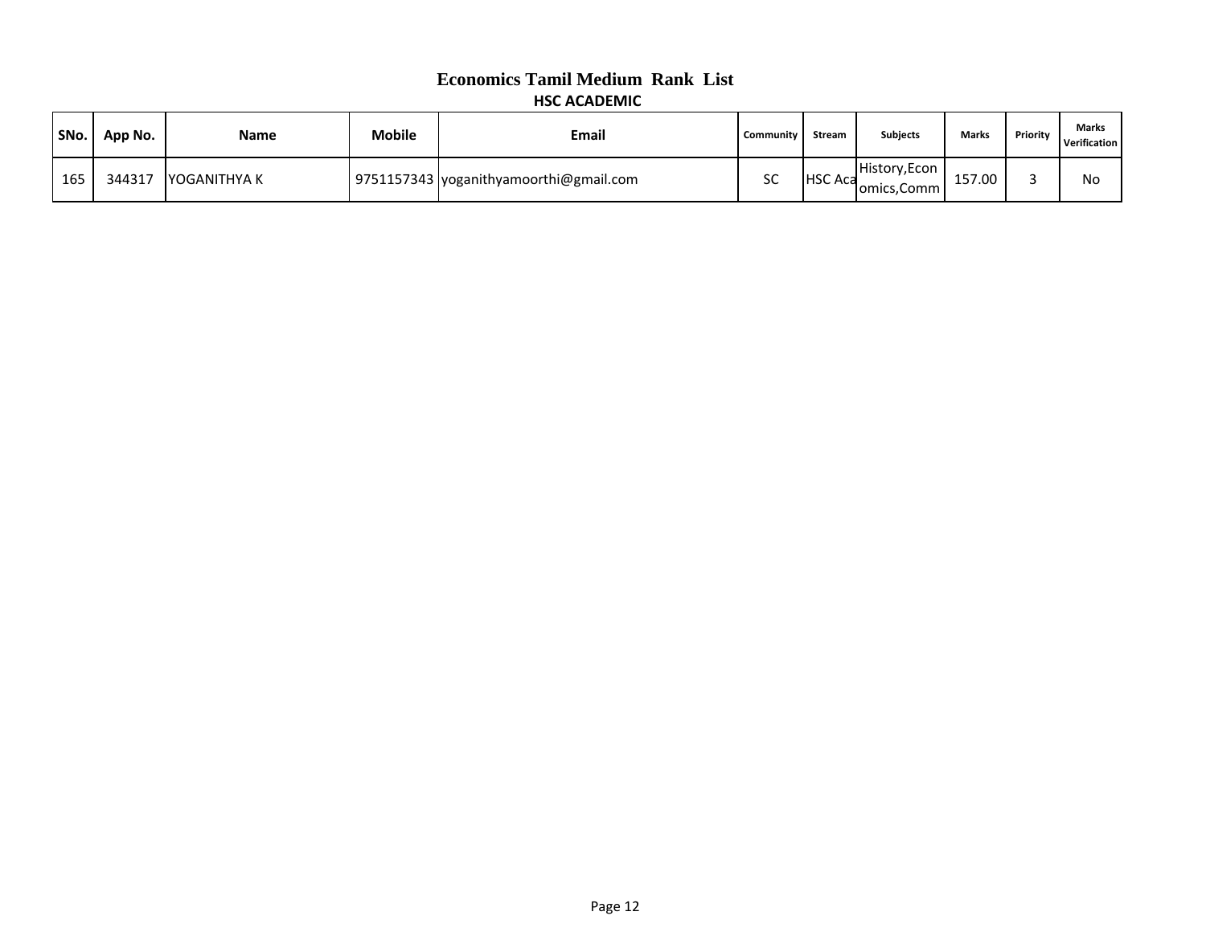# Economics Tamil Medium Rank List

## HSC ACADEMIC

| SNo. | App No. | Name | Mobile | Email | Community | Stream | Subjects | Marks | Priority | Marks Verification |
|---|---|---|---|---|---|---|---|---|---|---|
| 165 | 344317 | YOGANITHYA K | 9751157343 | yoganithyamoorthi@gmail.com | SC | HSC Aca | History,Economics,Comm | 157.00 | 3 | No |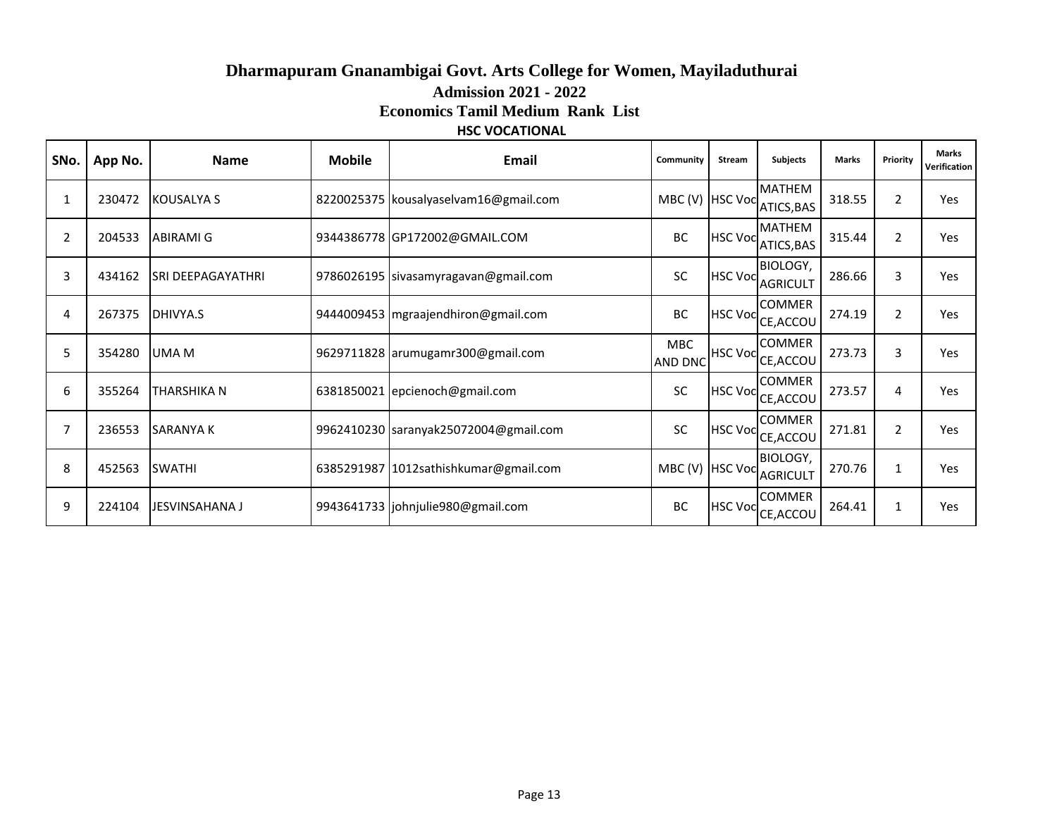# Dharmapuram Gnanambigai Govt. Arts College for Women, Mayiladuthurai

## Admission 2021 - 2022

## Economics Tamil Medium Rank List

### HSC VOCATIONAL

| SNo. | App No. | Name | Mobile | Email | Community | Stream | Subjects | Marks | Priority | Marks Verification |
|---|---|---|---|---|---|---|---|---|---|---|
| 1 | 230472 | KOUSALYA S | 8220025375 | kousalyaselvam16@gmail.com | MBC (V) | HSC Voc | MATHEM ATICS,BAS | 318.55 | 2 | Yes |
| 2 | 204533 | ABIRAMI G | 9344386778 | GP172002@GMAIL.COM | BC | HSC Voc | MATHEM ATICS,BAS | 315.44 | 2 | Yes |
| 3 | 434162 | SRI DEEPAGAYATHRI | 9786026195 | sivasamyragavan@gmail.com | SC | HSC Voc | BIOLOGY, AGRICULT | 286.66 | 3 | Yes |
| 4 | 267375 | DHIVYA.S | 9444009453 | mgraajendhiron@gmail.com | BC | HSC Voc | COMMER CE,ACCOU | 274.19 | 2 | Yes |
| 5 | 354280 | UMA M | 9629711828 | arumugamr300@gmail.com | MBC AND DNC | HSC Voc | COMMER CE,ACCOU | 273.73 | 3 | Yes |
| 6 | 355264 | THARSHIKA N | 6381850021 | epcienoch@gmail.com | SC | HSC Voc | COMMER CE,ACCOU | 273.57 | 4 | Yes |
| 7 | 236553 | SARANYA K | 9962410230 | saranyak25072004@gmail.com | SC | HSC Voc | COMMER CE,ACCOU | 271.81 | 2 | Yes |
| 8 | 452563 | SWATHI | 6385291987 | 1012sathishkumar@gmail.com | MBC (V) | HSC Voc | BIOLOGY, AGRICULT | 270.76 | 1 | Yes |
| 9 | 224104 | JESVINSAHANA J | 9943641733 | johnjulie980@gmail.com | BC | HSC Voc | COMMER CE,ACCOU | 264.41 | 1 | Yes |